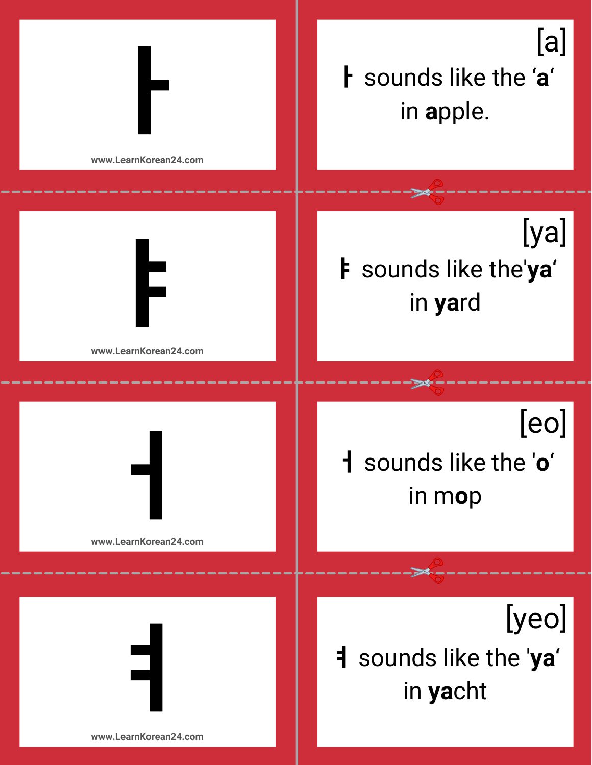ㅏ

www.LearnKorean24.com

[a]

ㅏ sounds like the **'a'** in **a**pple.

ㅑ

www.LearnKorean24.com

[ya]

ㅑ sounds like the **'ya'** in **ya**rd

ㅓ

www.LearnKorean24.com

[eo]

ㅓ sounds like the **'o'** in m**o**p

ㅕ

www.LearnKorean24.com

[yeo]

ㅕ sounds like the **'ya'** in **ya**cht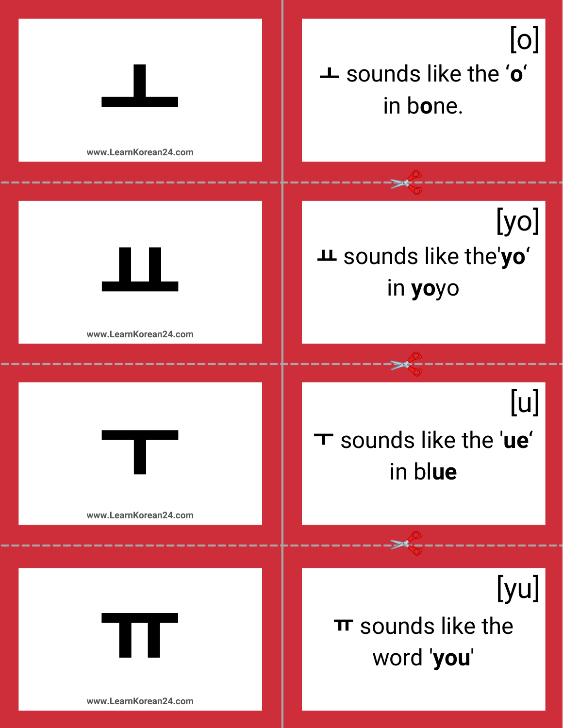ㅗ

[o]

ㅗ sounds like the ‘**o**‘ in b**o**ne.

ㅛ

[yo]

ㅛ sounds like the'**yo**‘ in **yo**yo

ㅜ

[u]

ㅜ sounds like the '**ue**‘ in bl**ue**

ㅠ

[yu]

ㅠ sounds like the word '**you**'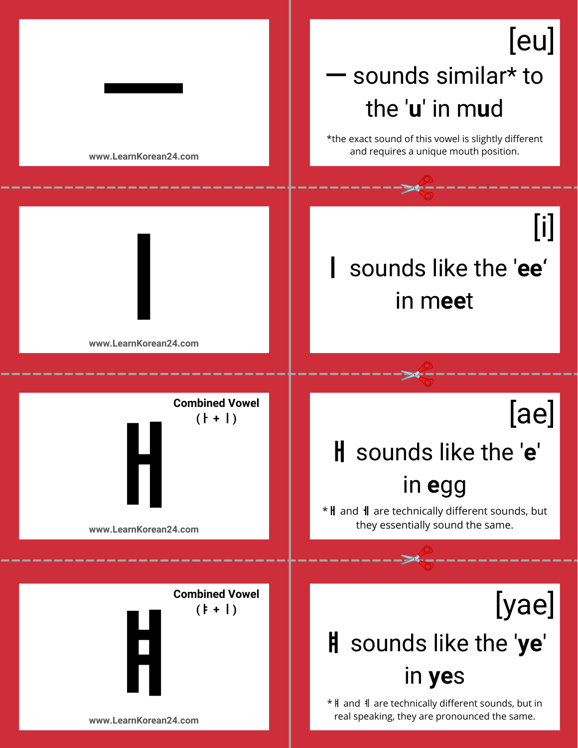ㅡ

www.LearnKorean24.com

[eu]

ㅡ sounds similar* to the '**u**' in m**u**d

*the exact sound of this vowel is slightly different and requires a unique mouth position.

ㅣ

www.LearnKorean24.com

[i]

ㅣ sounds like the '**ee**' in m**ee**t

Combined Vowel
(ㅏ + ㅣ)

ㅐ

www.LearnKorean24.com

[ae]

ㅐ sounds like the '**e**' in **e**gg

*ㅐ and ㅔ are technically different sounds, but they essentially sound the same.

Combined Vowel
(ㅑ + ㅣ)

ㅒ

www.LearnKorean24.com

[yae]

ㅒ sounds like the '**ye**' in **ye**s

*ㅒ and ㅖ are technically different sounds, but in real speaking, they are pronounced the same.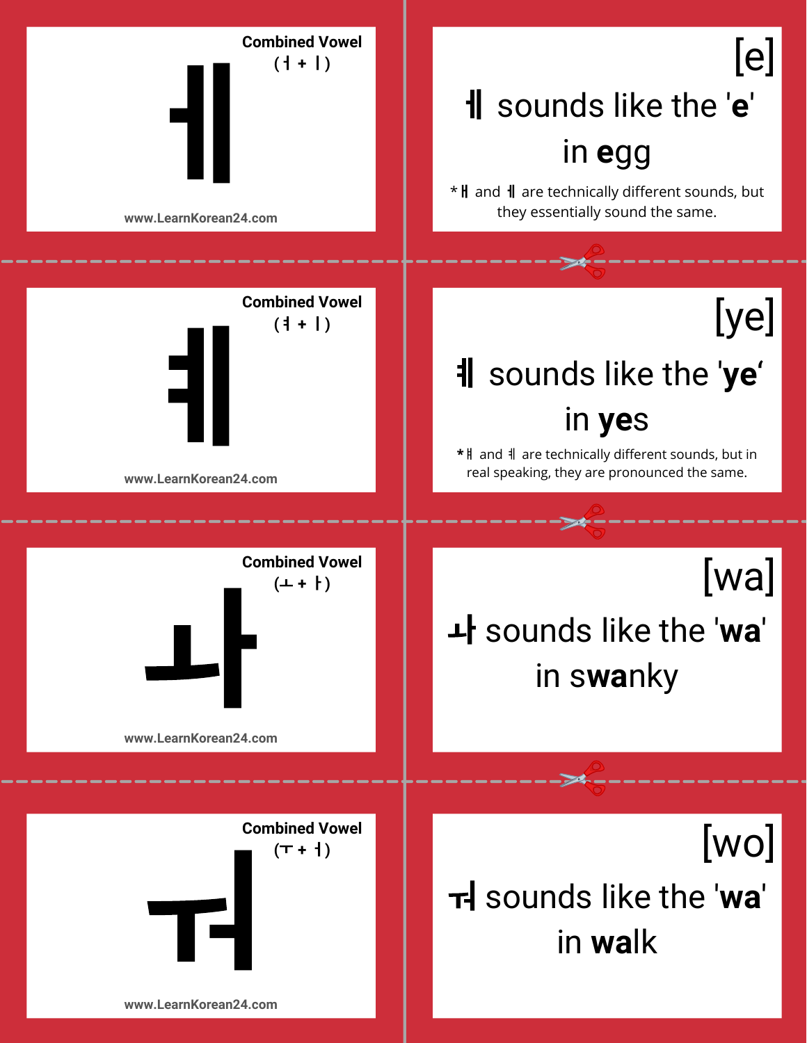## Combined Vowel

(ㅓ + ㅣ)

# ㅔ

[e]

ㅔ sounds like the '**e**' in **e**gg

*ㅐ and ㅔ are technically different sounds, but they essentially sound the same.

---

## Combined Vowel

(ㅕ + ㅣ)

# ㅖ

[ye]

ㅖ sounds like the '**ye**' in **ye**s

*ㅒ and ㅖ are technically different sounds, but in real speaking, they are pronounced the same.

---

## Combined Vowel

(ㅗ + ㅏ)

# ㅘ

[wa]

ㅘ sounds like the '**wa**' in s**wa**nky

---

## Combined Vowel

(ㅜ + ㅓ)

# ㅝ

[wo]

ㅝ sounds like the '**wa**' in **wa**lk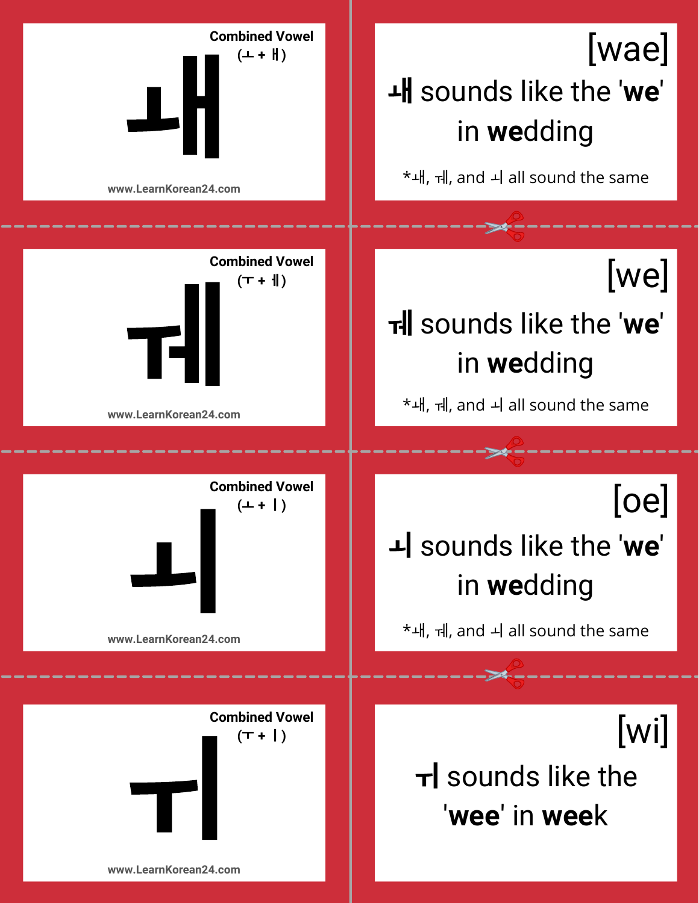Combined Vowel

(ㅗ + ㅐ)

# ㅙ

www.LearnKorean24.com

[wae]

ㅙ sounds like the '**we**' in **we**dding

*ㅙ, ㅞ, and ㅚ all sound the same

---

Combined Vowel

(ㅜ + ㅔ)

# ㅞ

www.LearnKorean24.com

[we]

ㅞ sounds like the '**we**' in **we**dding

*ㅙ, ㅞ, and ㅚ all sound the same

---

Combined Vowel

(ㅗ + ㅣ)

# ㅚ

www.LearnKorean24.com

[oe]

ㅚ sounds like the '**we**' in **we**dding

*ㅙ, ㅞ, and ㅚ all sound the same

---

Combined Vowel

(ㅜ + ㅣ)

# ㅟ

www.LearnKorean24.com

[wi]

ㅟ sounds like the '**wee**' in **wee**k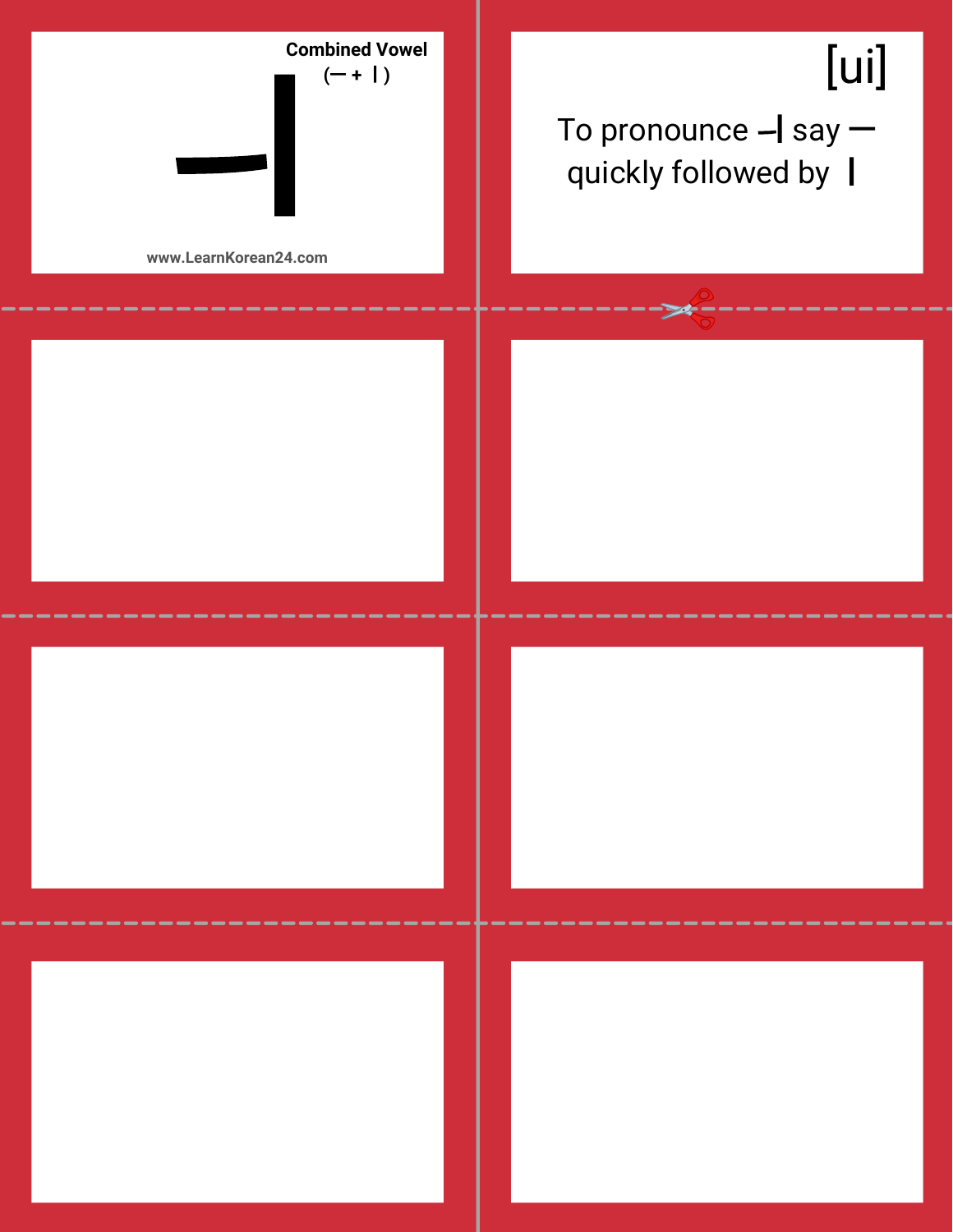**Combined Vowel**
(ㅡ + ㅣ)

# ㅢ

www.LearnKorean24.com

[ui]

To pronounce ㅢ say ㅡ quickly followed by ㅣ